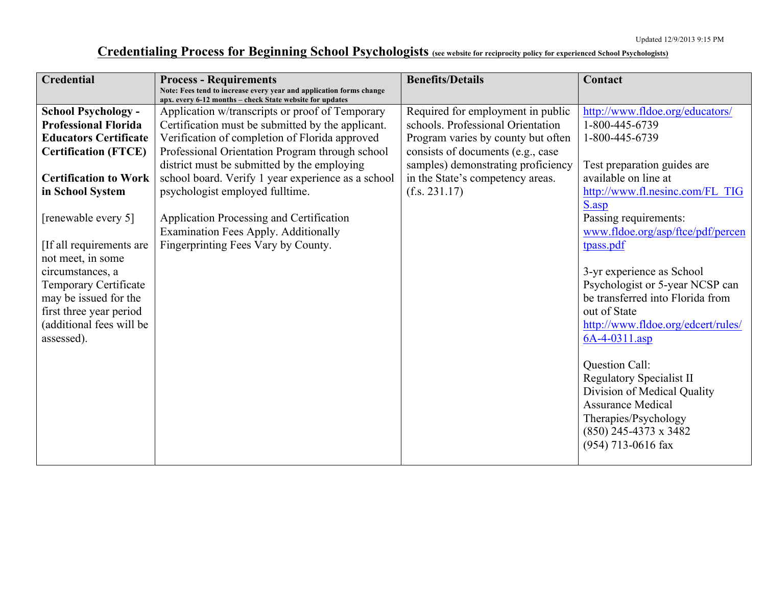Updated 12/9/2013 9:15 PM

# Credentialing Process for Beginning School Psychologists (see website for reciprocity policy for experienced School Psychologists)

| Credential | Process - Requirements<br>Note: Fees tend to increase every year and application forms change apx. every 6-12 months – check State website for updates | Benefits/Details | Contact |
|---|---|---|---|
| **School Psychology - Professional Florida Educators Certificate Certification (FTCE)**<br><br>**Certification to Work in School System**<br><br>[renewable every 5]<br><br>[If all requirements are not meet, in some circumstances, a Temporary Certificate may be issued for the first three year period (additional fees will be assessed). | Application w/transcripts or proof of Temporary Certification must be submitted by the applicant. Verification of completion of Florida approved Professional Orientation Program through school district must be submitted by the employing school board. Verify 1 year experience as a school psychologist employed fulltime.<br><br>Application Processing and Certification Examination Fees Apply. Additionally Fingerprinting Fees Vary by County. | Required for employment in public schools. Professional Orientation Program varies by county but often consists of documents (e.g., case samples) demonstrating proficiency in the State's competency areas. (f.s. 231.17) | http://www.fldoe.org/educators/<br>1-800-445-6739<br>1-800-445-6739<br><br>Test preparation guides are available on line at http://www.fl.nesinc.com/FL_TIGS.asp<br>Passing requirements: www.fldoe.org/asp/ftce/pdf/percentpass.pdf<br><br>3-yr experience as School Psychologist or 5-year NCSP can be transferred into Florida from out of State http://www.fldoe.org/edcert/rules/6A-4-0311.asp<br><br>Question Call:<br>Regulatory Specialist II<br>Division of Medical Quality Assurance Medical Therapies/Psychology<br>(850) 245-4373 x 3482<br>(954) 713-0616 fax |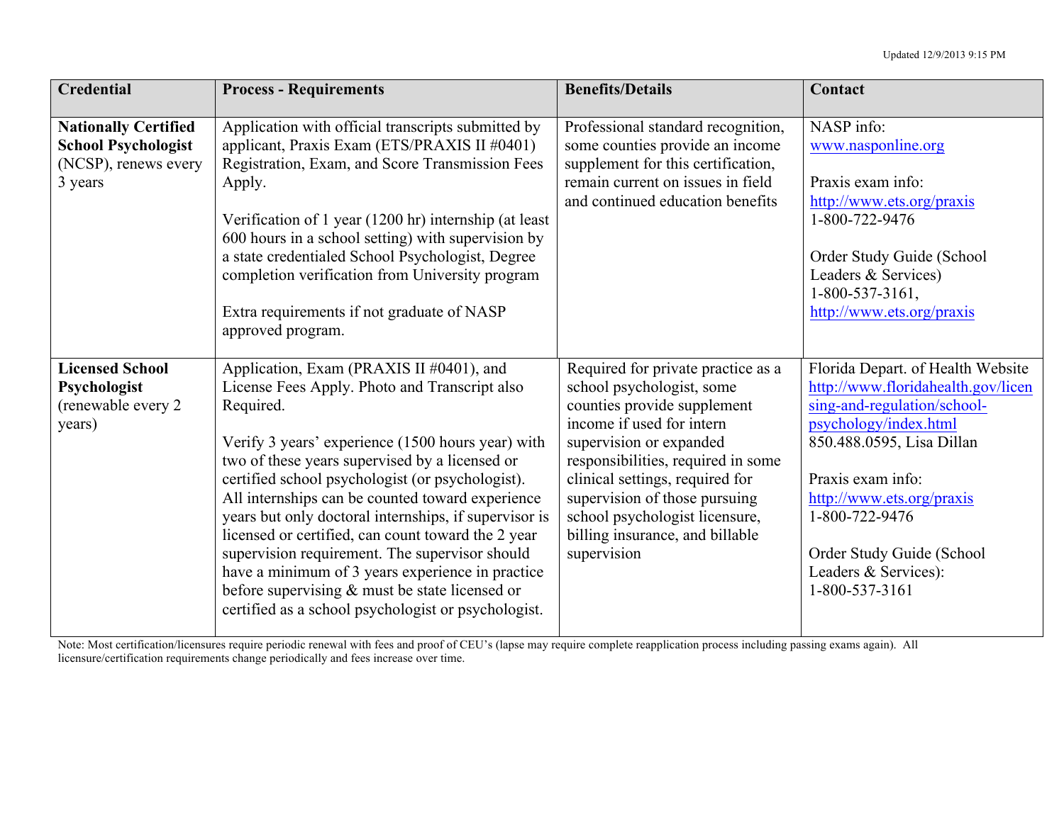Updated 12/9/2013 9:15 PM

| Credential | Process - Requirements | Benefits/Details | Contact |
|---|---|---|---|
| **Nationally Certified School Psychologist** (NCSP), renews every 3 years | Application with official transcripts submitted by applicant, Praxis Exam (ETS/PRAXIS II #0401) Registration, Exam, and Score Transmission Fees Apply.<br><br>Verification of 1 year (1200 hr) internship (at least 600 hours in a school setting) with supervision by a state credentialed School Psychologist, Degree completion verification from University program<br><br>Extra requirements if not graduate of NASP approved program. | Professional standard recognition, some counties provide an income supplement for this certification, remain current on issues in field and continued education benefits | NASP info: www.nasponline.org<br><br>Praxis exam info: http://www.ets.org/praxis 1-800-722-9476<br><br>Order Study Guide (School Leaders & Services) 1-800-537-3161, http://www.ets.org/praxis |
| **Licensed School Psychologist** (renewable every 2 years) | Application, Exam (PRAXIS II #0401), and License Fees Apply. Photo and Transcript also Required.<br><br>Verify 3 years' experience (1500 hours year) with two of these years supervised by a licensed or certified school psychologist (or psychologist). All internships can be counted toward experience years but only doctoral internships, if supervisor is licensed or certified, can count toward the 2 year supervision requirement. The supervisor should have a minimum of 3 years experience in practice before supervising & must be state licensed or certified as a school psychologist or psychologist. | Required for private practice as a school psychologist, some counties provide supplement income if used for intern supervision or expanded responsibilities, required in some clinical settings, required for supervision of those pursuing school psychologist licensure, billing insurance, and billable supervision | Florida Depart. of Health Website http://www.floridahealth.gov/licensing-and-regulation/school-psychology/index.html 850.488.0595, Lisa Dillan<br><br>Praxis exam info: http://www.ets.org/praxis 1-800-722-9476<br><br>Order Study Guide (School Leaders & Services): 1-800-537-3161 |

Note: Most certification/licensures require periodic renewal with fees and proof of CEU's (lapse may require complete reapplication process including passing exams again). All licensure/certification requirements change periodically and fees increase over time.